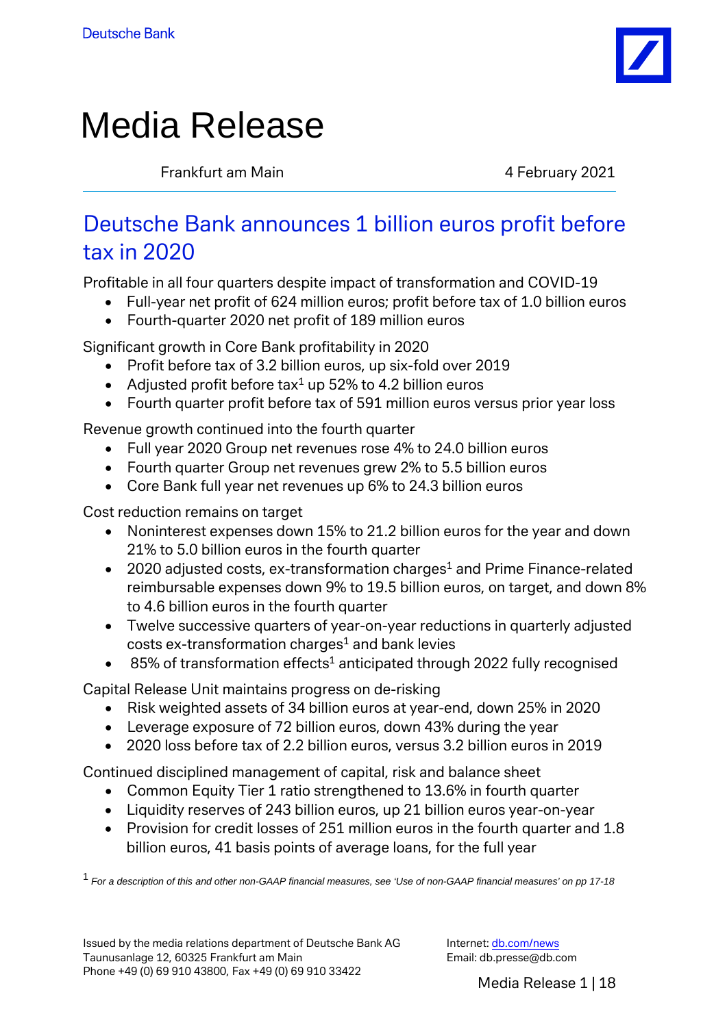Deutsche Bank

# Media Release

Frankfurt am Main — 4 February 2021

## Deutsche Bank announces 1 billion euros profit before tax in 2020

Profitable in all four quarters despite impact of transformation and COVID-19

- Full-year net profit of 624 million euros; profit before tax of 1.0 billion euros
- Fourth-quarter 2020 net profit of 189 million euros

Significant growth in Core Bank profitability in 2020

- Profit before tax of 3.2 billion euros, up six-fold over 2019
- Adjusted profit before tax[1] up 52% to 4.2 billion euros
- Fourth quarter profit before tax of 591 million euros versus prior year loss

Revenue growth continued into the fourth quarter

- Full year 2020 Group net revenues rose 4% to 24.0 billion euros
- Fourth quarter Group net revenues grew 2% to 5.5 billion euros
- Core Bank full year net revenues up 6% to 24.3 billion euros

Cost reduction remains on target

- Noninterest expenses down 15% to 21.2 billion euros for the year and down 21% to 5.0 billion euros in the fourth quarter
- 2020 adjusted costs, ex-transformation charges[1] and Prime Finance-related reimbursable expenses down 9% to 19.5 billion euros, on target, and down 8% to 4.6 billion euros in the fourth quarter
- Twelve successive quarters of year-on-year reductions in quarterly adjusted costs ex-transformation charges[1] and bank levies
- 85% of transformation effects[1] anticipated through 2022 fully recognised

Capital Release Unit maintains progress on de-risking

- Risk weighted assets of 34 billion euros at year-end, down 25% in 2020
- Leverage exposure of 72 billion euros, down 43% during the year
- 2020 loss before tax of 2.2 billion euros, versus 3.2 billion euros in 2019

Continued disciplined management of capital, risk and balance sheet

- Common Equity Tier 1 ratio strengthened to 13.6% in fourth quarter
- Liquidity reserves of 243 billion euros, up 21 billion euros year-on-year
- Provision for credit losses of 251 million euros in the fourth quarter and 1.8 billion euros, 41 basis points of average loans, for the full year

[1] *For a description of this and other non-GAAP financial measures, see 'Use of non-GAAP financial measures' on pp 17-18*

Issued by the media relations department of Deutsche Bank AG
Taunusanlage 12, 60325 Frankfurt am Main
Phone +49 (0) 69 910 43800, Fax +49 (0) 69 910 33422

Internet: db.com/news
Email: db.presse@db.com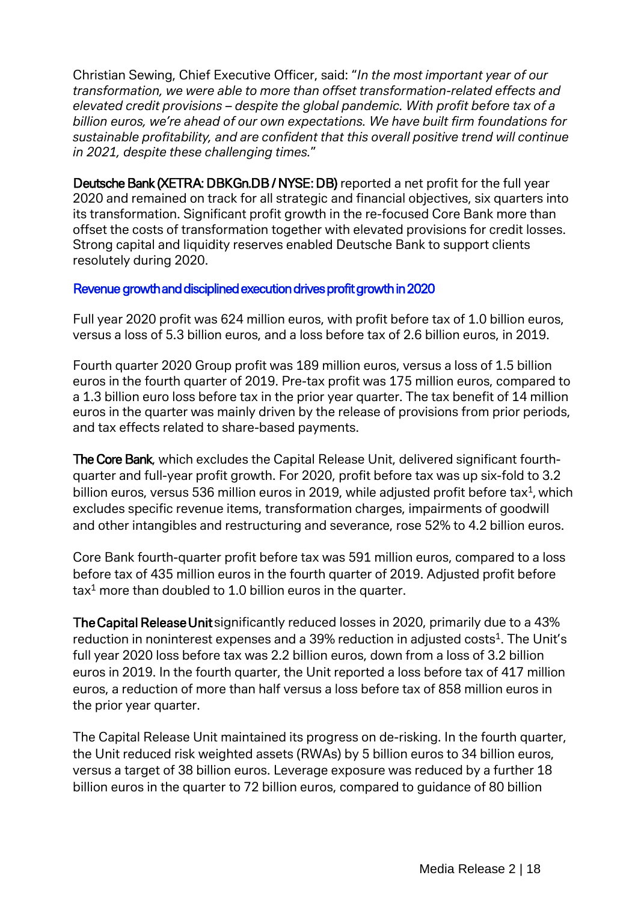Christian Sewing, Chief Executive Officer, said: "*In the most important year of our transformation, we were able to more than offset transformation-related effects and elevated credit provisions – despite the global pandemic. With profit before tax of a billion euros, we're ahead of our own expectations. We have built firm foundations for sustainable profitability, and are confident that this overall positive trend will continue in 2021, despite these challenging times.*"

**Deutsche Bank (XETRA: DBKGn.DB / NYSE: DB)** reported a net profit for the full year 2020 and remained on track for all strategic and financial objectives, six quarters into its transformation. Significant profit growth in the re-focused Core Bank more than offset the costs of transformation together with elevated provisions for credit losses. Strong capital and liquidity reserves enabled Deutsche Bank to support clients resolutely during 2020.

## Revenue growth and disciplined execution drives profit growth in 2020

Full year 2020 profit was 624 million euros, with profit before tax of 1.0 billion euros, versus a loss of 5.3 billion euros, and a loss before tax of 2.6 billion euros, in 2019.

Fourth quarter 2020 Group profit was 189 million euros, versus a loss of 1.5 billion euros in the fourth quarter of 2019. Pre-tax profit was 175 million euros, compared to a 1.3 billion euro loss before tax in the prior year quarter. The tax benefit of 14 million euros in the quarter was mainly driven by the release of provisions from prior periods, and tax effects related to share-based payments.

**The Core Bank**, which excludes the Capital Release Unit, delivered significant fourth-quarter and full-year profit growth. For 2020, profit before tax was up six-fold to 3.2 billion euros, versus 536 million euros in 2019, while adjusted profit before tax[1], which excludes specific revenue items, transformation charges, impairments of goodwill and other intangibles and restructuring and severance, rose 52% to 4.2 billion euros.

Core Bank fourth-quarter profit before tax was 591 million euros, compared to a loss before tax of 435 million euros in the fourth quarter of 2019. Adjusted profit before tax[1] more than doubled to 1.0 billion euros in the quarter.

**The Capital Release Unit** significantly reduced losses in 2020, primarily due to a 43% reduction in noninterest expenses and a 39% reduction in adjusted costs[1]. The Unit's full year 2020 loss before tax was 2.2 billion euros, down from a loss of 3.2 billion euros in 2019. In the fourth quarter, the Unit reported a loss before tax of 417 million euros, a reduction of more than half versus a loss before tax of 858 million euros in the prior year quarter.

The Capital Release Unit maintained its progress on de-risking. In the fourth quarter, the Unit reduced risk weighted assets (RWAs) by 5 billion euros to 34 billion euros, versus a target of 38 billion euros. Leverage exposure was reduced by a further 18 billion euros in the quarter to 72 billion euros, compared to guidance of 80 billion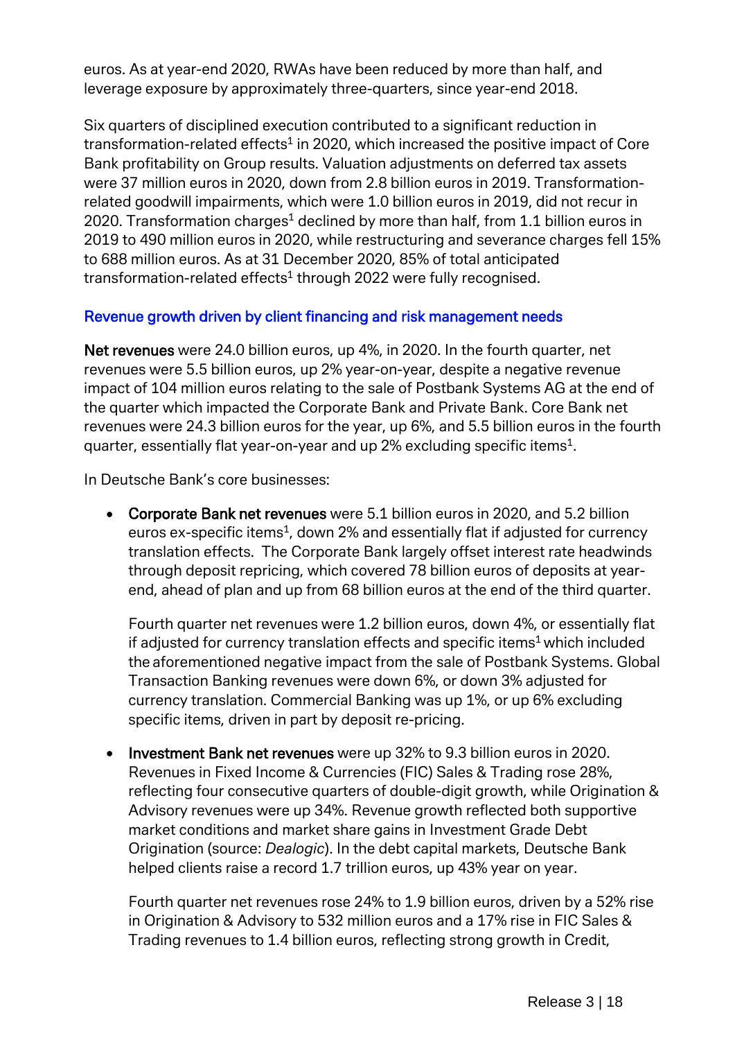euros. As at year-end 2020, RWAs have been reduced by more than half, and leverage exposure by approximately three-quarters, since year-end 2018.

Six quarters of disciplined execution contributed to a significant reduction in transformation-related effects[1] in 2020, which increased the positive impact of Core Bank profitability on Group results. Valuation adjustments on deferred tax assets were 37 million euros in 2020, down from 2.8 billion euros in 2019. Transformation-related goodwill impairments, which were 1.0 billion euros in 2019, did not recur in 2020. Transformation charges[1] declined by more than half, from 1.1 billion euros in 2019 to 490 million euros in 2020, while restructuring and severance charges fell 15% to 688 million euros. As at 31 December 2020, 85% of total anticipated transformation-related effects[1] through 2022 were fully recognised.

### Revenue growth driven by client financing and risk management needs

**Net revenues** were 24.0 billion euros, up 4%, in 2020. In the fourth quarter, net revenues were 5.5 billion euros, up 2% year-on-year, despite a negative revenue impact of 104 million euros relating to the sale of Postbank Systems AG at the end of the quarter which impacted the Corporate Bank and Private Bank. Core Bank net revenues were 24.3 billion euros for the year, up 6%, and 5.5 billion euros in the fourth quarter, essentially flat year-on-year and up 2% excluding specific items[1].

In Deutsche Bank's core businesses:

- **Corporate Bank net revenues** were 5.1 billion euros in 2020, and 5.2 billion euros ex-specific items[1], down 2% and essentially flat if adjusted for currency translation effects. The Corporate Bank largely offset interest rate headwinds through deposit repricing, which covered 78 billion euros of deposits at year-end, ahead of plan and up from 68 billion euros at the end of the third quarter.

  Fourth quarter net revenues were 1.2 billion euros, down 4%, or essentially flat if adjusted for currency translation effects and specific items[1] which included the aforementioned negative impact from the sale of Postbank Systems. Global Transaction Banking revenues were down 6%, or down 3% adjusted for currency translation. Commercial Banking was up 1%, or up 6% excluding specific items, driven in part by deposit re-pricing.

- **Investment Bank net revenues** were up 32% to 9.3 billion euros in 2020. Revenues in Fixed Income & Currencies (FIC) Sales & Trading rose 28%, reflecting four consecutive quarters of double-digit growth, while Origination & Advisory revenues were up 34%. Revenue growth reflected both supportive market conditions and market share gains in Investment Grade Debt Origination (source: *Dealogic*). In the debt capital markets, Deutsche Bank helped clients raise a record 1.7 trillion euros, up 43% year on year.

  Fourth quarter net revenues rose 24% to 1.9 billion euros, driven by a 52% rise in Origination & Advisory to 532 million euros and a 17% rise in FIC Sales & Trading revenues to 1.4 billion euros, reflecting strong growth in Credit,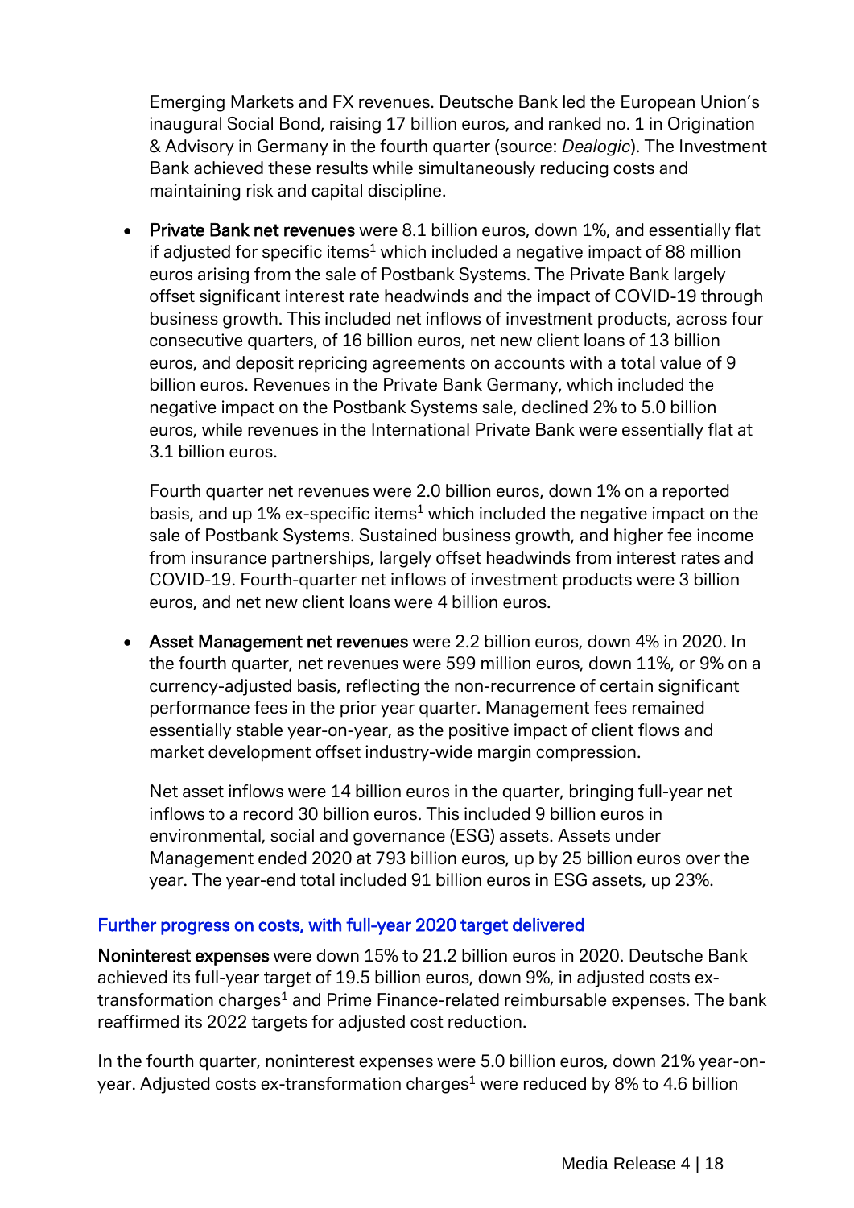Emerging Markets and FX revenues. Deutsche Bank led the European Union's inaugural Social Bond, raising 17 billion euros, and ranked no. 1 in Origination & Advisory in Germany in the fourth quarter (source: *Dealogic*). The Investment Bank achieved these results while simultaneously reducing costs and maintaining risk and capital discipline.

- **Private Bank net revenues** were 8.1 billion euros, down 1%, and essentially flat if adjusted for specific items[1] which included a negative impact of 88 million euros arising from the sale of Postbank Systems. The Private Bank largely offset significant interest rate headwinds and the impact of COVID-19 through business growth. This included net inflows of investment products, across four consecutive quarters, of 16 billion euros, net new client loans of 13 billion euros, and deposit repricing agreements on accounts with a total value of 9 billion euros. Revenues in the Private Bank Germany, which included the negative impact on the Postbank Systems sale, declined 2% to 5.0 billion euros, while revenues in the International Private Bank were essentially flat at 3.1 billion euros.

  Fourth quarter net revenues were 2.0 billion euros, down 1% on a reported basis, and up 1% ex-specific items[1] which included the negative impact on the sale of Postbank Systems. Sustained business growth, and higher fee income from insurance partnerships, largely offset headwinds from interest rates and COVID-19. Fourth-quarter net inflows of investment products were 3 billion euros, and net new client loans were 4 billion euros.

- **Asset Management net revenues** were 2.2 billion euros, down 4% in 2020. In the fourth quarter, net revenues were 599 million euros, down 11%, or 9% on a currency-adjusted basis, reflecting the non-recurrence of certain significant performance fees in the prior year quarter. Management fees remained essentially stable year-on-year, as the positive impact of client flows and market development offset industry-wide margin compression.

  Net asset inflows were 14 billion euros in the quarter, bringing full-year net inflows to a record 30 billion euros. This included 9 billion euros in environmental, social and governance (ESG) assets. Assets under Management ended 2020 at 793 billion euros, up by 25 billion euros over the year. The year-end total included 91 billion euros in ESG assets, up 23%.

## Further progress on costs, with full-year 2020 target delivered

**Noninterest expenses** were down 15% to 21.2 billion euros in 2020. Deutsche Bank achieved its full-year target of 19.5 billion euros, down 9%, in adjusted costs ex-transformation charges[1] and Prime Finance-related reimbursable expenses. The bank reaffirmed its 2022 targets for adjusted cost reduction.

In the fourth quarter, noninterest expenses were 5.0 billion euros, down 21% year-on-year. Adjusted costs ex-transformation charges[1] were reduced by 8% to 4.6 billion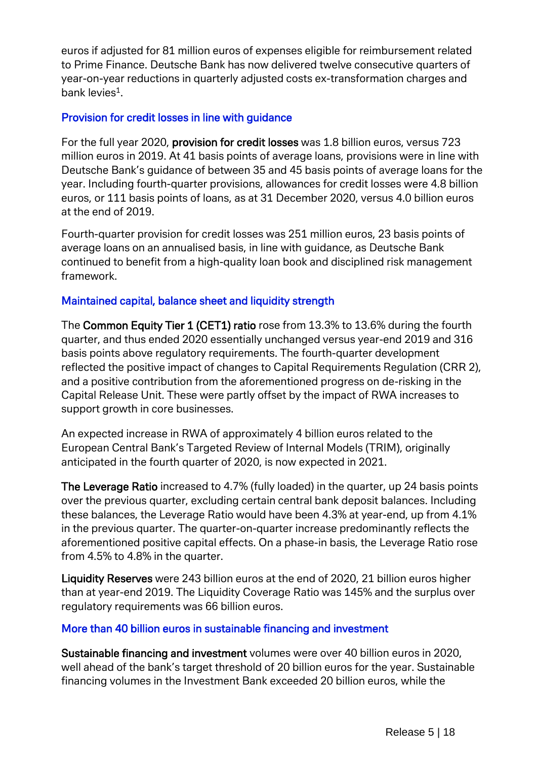euros if adjusted for 81 million euros of expenses eligible for reimbursement related to Prime Finance. Deutsche Bank has now delivered twelve consecutive quarters of year-on-year reductions in quarterly adjusted costs ex-transformation charges and bank levies[1].

### Provision for credit losses in line with guidance

For the full year 2020, **provision for credit losses** was 1.8 billion euros, versus 723 million euros in 2019. At 41 basis points of average loans, provisions were in line with Deutsche Bank's guidance of between 35 and 45 basis points of average loans for the year. Including fourth-quarter provisions, allowances for credit losses were 4.8 billion euros, or 111 basis points of loans, as at 31 December 2020, versus 4.0 billion euros at the end of 2019.

Fourth-quarter provision for credit losses was 251 million euros, 23 basis points of average loans on an annualised basis, in line with guidance, as Deutsche Bank continued to benefit from a high-quality loan book and disciplined risk management framework.

### Maintained capital, balance sheet and liquidity strength

The **Common Equity Tier 1 (CET1) ratio** rose from 13.3% to 13.6% during the fourth quarter, and thus ended 2020 essentially unchanged versus year-end 2019 and 316 basis points above regulatory requirements. The fourth-quarter development reflected the positive impact of changes to Capital Requirements Regulation (CRR 2), and a positive contribution from the aforementioned progress on de-risking in the Capital Release Unit. These were partly offset by the impact of RWA increases to support growth in core businesses.

An expected increase in RWA of approximately 4 billion euros related to the European Central Bank's Targeted Review of Internal Models (TRIM), originally anticipated in the fourth quarter of 2020, is now expected in 2021.

**The Leverage Ratio** increased to 4.7% (fully loaded) in the quarter, up 24 basis points over the previous quarter, excluding certain central bank deposit balances. Including these balances, the Leverage Ratio would have been 4.3% at year-end, up from 4.1% in the previous quarter. The quarter-on-quarter increase predominantly reflects the aforementioned positive capital effects. On a phase-in basis, the Leverage Ratio rose from 4.5% to 4.8% in the quarter.

**Liquidity Reserves** were 243 billion euros at the end of 2020, 21 billion euros higher than at year-end 2019. The Liquidity Coverage Ratio was 145% and the surplus over regulatory requirements was 66 billion euros.

### More than 40 billion euros in sustainable financing and investment

**Sustainable financing and investment** volumes were over 40 billion euros in 2020, well ahead of the bank's target threshold of 20 billion euros for the year. Sustainable financing volumes in the Investment Bank exceeded 20 billion euros, while the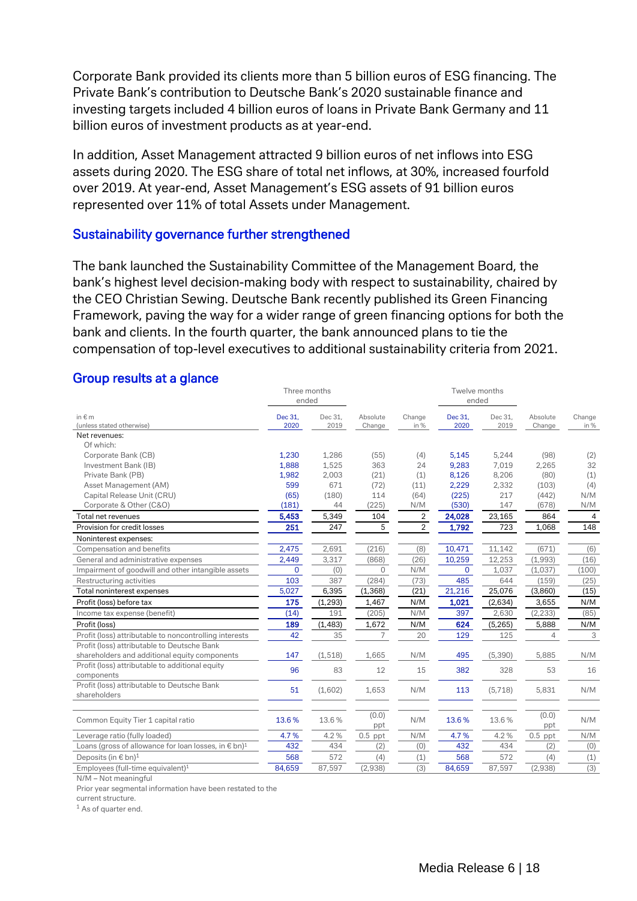Corporate Bank provided its clients more than 5 billion euros of ESG financing. The Private Bank's contribution to Deutsche Bank's 2020 sustainable finance and investing targets included 4 billion euros of loans in Private Bank Germany and 11 billion euros of investment products as at year-end.

In addition, Asset Management attracted 9 billion euros of net inflows into ESG assets during 2020. The ESG share of total net inflows, at 30%, increased fourfold over 2019. At year-end, Asset Management's ESG assets of 91 billion euros represented over 11% of total Assets under Management.

## Sustainability governance further strengthened

The bank launched the Sustainability Committee of the Management Board, the bank's highest level decision-making body with respect to sustainability, chaired by the CEO Christian Sewing. Deutsche Bank recently published its Green Financing Framework, paving the way for a wider range of green financing options for both the bank and clients. In the fourth quarter, the bank announced plans to tie the compensation of top-level executives to additional sustainability criteria from 2021.

## Group results at a glance

| in € m (unless stated otherwise) | Three months ended | | | | Twelve months ended | | | |
|---|---|---|---|---|---|---|---|---|
| | Dec 31, 2020 | Dec 31, 2019 | Absolute Change | Change in % | Dec 31, 2020 | Dec 31, 2019 | Absolute Change | Change in % |
| Net revenues: | | | | | | | | |
| Of which: | | | | | | | | |
| Corporate Bank (CB) | 1,230 | 1,286 | (55) | (4) | 5,145 | 5,244 | (98) | (2) |
| Investment Bank (IB) | 1,888 | 1,525 | 363 | 24 | 9,283 | 7,019 | 2,265 | 32 |
| Private Bank (PB) | 1,982 | 2,003 | (21) | (1) | 8,126 | 8,206 | (80) | (1) |
| Asset Management (AM) | 599 | 671 | (72) | (11) | 2,229 | 2,332 | (103) | (4) |
| Capital Release Unit (CRU) | (65) | (180) | 114 | (64) | (225) | 217 | (442) | N/M |
| Corporate & Other (C&O) | (181) | 44 | (225) | N/M | (530) | 147 | (678) | N/M |
| Total net revenues | 5,453 | 5,349 | 104 | 2 | 24,028 | 23,165 | 864 | 4 |
| Provision for credit losses | 251 | 247 | 5 | 2 | 1,792 | 723 | 1,068 | 148 |
| Noninterest expenses: | | | | | | | | |
| Compensation and benefits | 2,475 | 2,691 | (216) | (8) | 10,471 | 11,142 | (671) | (6) |
| General and administrative expenses | 2,449 | 3,317 | (868) | (26) | 10,259 | 12,253 | (1,993) | (16) |
| Impairment of goodwill and other intangible assets | 0 | (0) | 0 | N/M | 0 | 1,037 | (1,037) | (100) |
| Restructuring activities | 103 | 387 | (284) | (73) | 485 | 644 | (159) | (25) |
| Total noninterest expenses | 5,027 | 6,395 | (1,368) | (21) | 21,216 | 25,076 | (3,860) | (15) |
| Profit (loss) before tax | 175 | (1,293) | 1,467 | N/M | 1,021 | (2,634) | 3,655 | N/M |
| Income tax expense (benefit) | (14) | 191 | (205) | N/M | 397 | 2,630 | (2,233) | (85) |
| Profit (loss) | 189 | (1,483) | 1,672 | N/M | 624 | (5,265) | 5,888 | N/M |
| Profit (loss) attributable to noncontrolling interests | 42 | 35 | 7 | 20 | 129 | 125 | 4 | 3 |
| Profit (loss) attributable to Deutsche Bank shareholders and additional equity components | 147 | (1,518) | 1,665 | N/M | 495 | (5,390) | 5,885 | N/M |
| Profit (loss) attributable to additional equity components | 96 | 83 | 12 | 15 | 382 | 328 | 53 | 16 |
| Profit (loss) attributable to Deutsche Bank shareholders | 51 | (1,602) | 1,653 | N/M | 113 | (5,718) | 5,831 | N/M |
| Common Equity Tier 1 capital ratio | 13.6 % | 13.6 % | (0.0) ppt | N/M | 13.6 % | 13.6 % | (0.0) ppt | N/M |
| Leverage ratio (fully loaded) | 4.7 % | 4.2 % | 0.5 ppt | N/M | 4.7 % | 4.2 % | 0.5 ppt | N/M |
| Loans (gross of allowance for loan losses, in € bn)[1] | 432 | 434 | (2) | (0) | 432 | 434 | (2) | (0) |
| Deposits (in € bn)[1] | 568 | 572 | (4) | (1) | 568 | 572 | (4) | (1) |
| Employees (full-time equivalent)[1] | 84,659 | 87,597 | (2,938) | (3) | 84,659 | 87,597 | (2,938) | (3) |

N/M – Not meaningful

Prior year segmental information have been restated to the current structure.

[1] As of quarter end.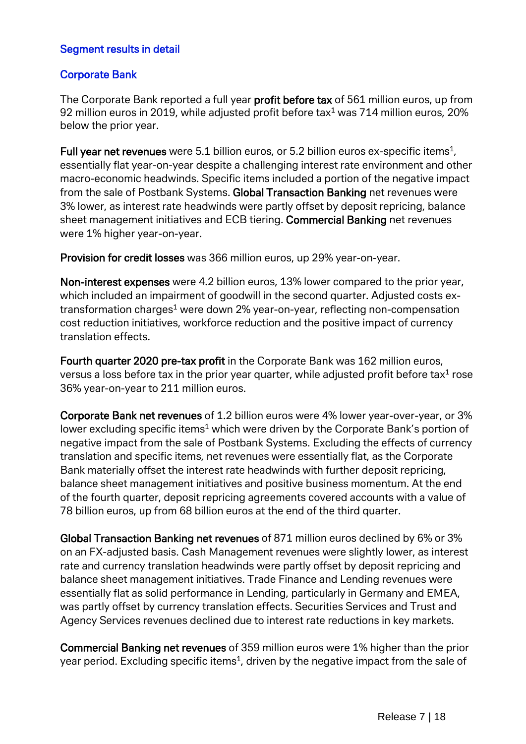## Segment results in detail

### Corporate Bank

The Corporate Bank reported a full year **profit before tax** of 561 million euros, up from 92 million euros in 2019, while adjusted profit before tax[1] was 714 million euros, 20% below the prior year.

**Full year net revenues** were 5.1 billion euros, or 5.2 billion euros ex-specific items[1], essentially flat year-on-year despite a challenging interest rate environment and other macro-economic headwinds. Specific items included a portion of the negative impact from the sale of Postbank Systems. **Global Transaction Banking** net revenues were 3% lower, as interest rate headwinds were partly offset by deposit repricing, balance sheet management initiatives and ECB tiering. **Commercial Banking** net revenues were 1% higher year-on-year.

**Provision for credit losses** was 366 million euros, up 29% year-on-year.

**Non-interest expenses** were 4.2 billion euros, 13% lower compared to the prior year, which included an impairment of goodwill in the second quarter. Adjusted costs ex-transformation charges[1] were down 2% year-on-year, reflecting non-compensation cost reduction initiatives, workforce reduction and the positive impact of currency translation effects.

**Fourth quarter 2020 pre-tax profit** in the Corporate Bank was 162 million euros, versus a loss before tax in the prior year quarter, while adjusted profit before tax[1] rose 36% year-on-year to 211 million euros.

**Corporate Bank net revenues** of 1.2 billion euros were 4% lower year-over-year, or 3% lower excluding specific items[1] which were driven by the Corporate Bank's portion of negative impact from the sale of Postbank Systems. Excluding the effects of currency translation and specific items, net revenues were essentially flat, as the Corporate Bank materially offset the interest rate headwinds with further deposit repricing, balance sheet management initiatives and positive business momentum. At the end of the fourth quarter, deposit repricing agreements covered accounts with a value of 78 billion euros, up from 68 billion euros at the end of the third quarter.

**Global Transaction Banking net revenues** of 871 million euros declined by 6% or 3% on an FX-adjusted basis. Cash Management revenues were slightly lower, as interest rate and currency translation headwinds were partly offset by deposit repricing and balance sheet management initiatives. Trade Finance and Lending revenues were essentially flat as solid performance in Lending, particularly in Germany and EMEA, was partly offset by currency translation effects. Securities Services and Trust and Agency Services revenues declined due to interest rate reductions in key markets.

**Commercial Banking net revenues** of 359 million euros were 1% higher than the prior year period. Excluding specific items[1], driven by the negative impact from the sale of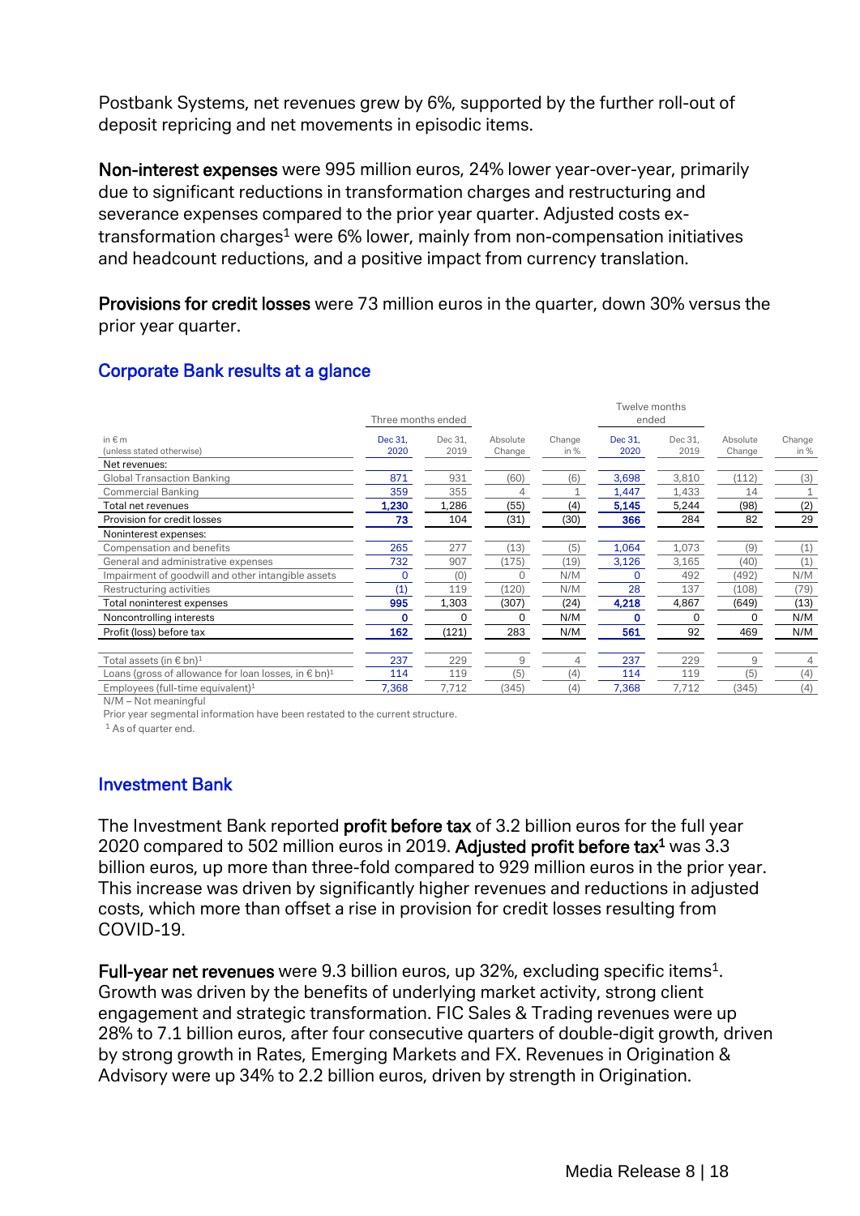Postbank Systems, net revenues grew by 6%, supported by the further roll-out of deposit repricing and net movements in episodic items.

**Non-interest expenses** were 995 million euros, 24% lower year-over-year, primarily due to significant reductions in transformation charges and restructuring and severance expenses compared to the prior year quarter. Adjusted costs ex-transformation charges[1] were 6% lower, mainly from non-compensation initiatives and headcount reductions, and a positive impact from currency translation.

**Provisions for credit losses** were 73 million euros in the quarter, down 30% versus the prior year quarter.

## Corporate Bank results at a glance

| in € m (unless stated otherwise) | Three months ended | | | | Twelve months ended | | | |
|---|---|---|---|---|---|---|---|---|
| | Dec 31, 2020 | Dec 31, 2019 | Absolute Change | Change in % | Dec 31, 2020 | Dec 31, 2019 | Absolute Change | Change in % |
| Net revenues: | | | | | | | | |
| Global Transaction Banking | 871 | 931 | (60) | (6) | 3,698 | 3,810 | (112) | (3) |
| Commercial Banking | 359 | 355 | 4 | 1 | 1,447 | 1,433 | 14 | 1 |
| Total net revenues | 1,230 | 1,286 | (55) | (4) | 5,145 | 5,244 | (98) | (2) |
| Provision for credit losses | 73 | 104 | (31) | (30) | 366 | 284 | 82 | 29 |
| Noninterest expenses: | | | | | | | | |
| Compensation and benefits | 265 | 277 | (13) | (5) | 1,064 | 1,073 | (9) | (1) |
| General and administrative expenses | 732 | 907 | (175) | (19) | 3,126 | 3,165 | (40) | (1) |
| Impairment of goodwill and other intangible assets | 0 | (0) | 0 | N/M | 0 | 492 | (492) | N/M |
| Restructuring activities | (1) | 119 | (120) | N/M | 28 | 137 | (108) | (79) |
| Total noninterest expenses | 995 | 1,303 | (307) | (24) | 4,218 | 4,867 | (649) | (13) |
| Noncontrolling interests | 0 | 0 | 0 | N/M | 0 | 0 | 0 | N/M |
| Profit (loss) before tax | 162 | (121) | 283 | N/M | 561 | 92 | 469 | N/M |
| | | | | | | | | |
| Total assets (in € bn)[1] | 237 | 229 | 9 | 4 | 237 | 229 | 9 | 4 |
| Loans (gross of allowance for loan losses, in € bn)[1] | 114 | 119 | (5) | (4) | 114 | 119 | (5) | (4) |
| Employees (full-time equivalent)[1] | 7,368 | 7,712 | (345) | (4) | 7,368 | 7,712 | (345) | (4) |

N/M – Not meaningful

Prior year segmental information have been restated to the current structure.

[1] As of quarter end.

## Investment Bank

The Investment Bank reported **profit before tax** of 3.2 billion euros for the full year 2020 compared to 502 million euros in 2019. **Adjusted profit before tax[1]** was 3.3 billion euros, up more than three-fold compared to 929 million euros in the prior year. This increase was driven by significantly higher revenues and reductions in adjusted costs, which more than offset a rise in provision for credit losses resulting from COVID-19.

**Full-year net revenues** were 9.3 billion euros, up 32%, excluding specific items[1]. Growth was driven by the benefits of underlying market activity, strong client engagement and strategic transformation. FIC Sales & Trading revenues were up 28% to 7.1 billion euros, after four consecutive quarters of double-digit growth, driven by strong growth in Rates, Emerging Markets and FX. Revenues in Origination & Advisory were up 34% to 2.2 billion euros, driven by strength in Origination.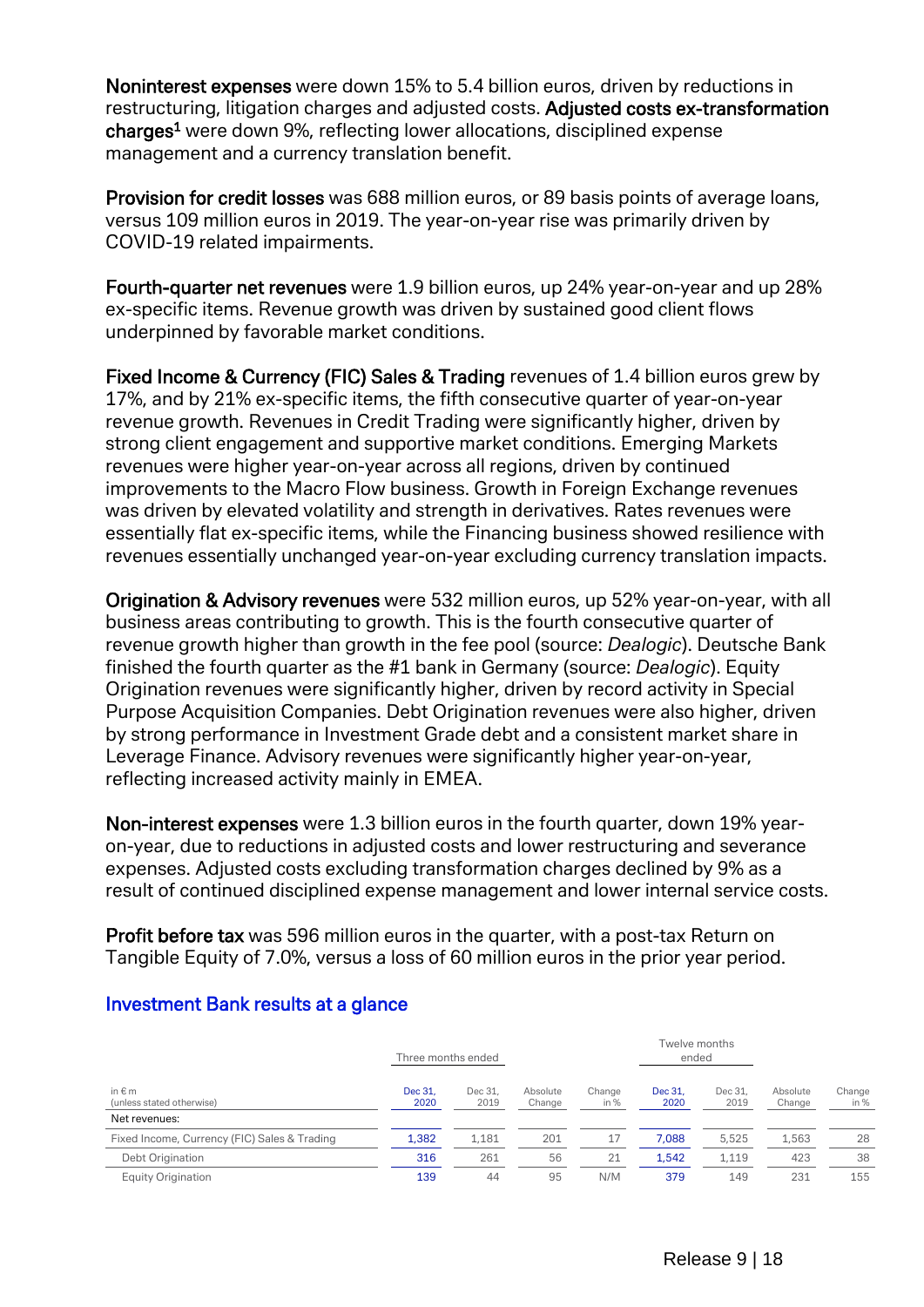**Noninterest expenses** were down 15% to 5.4 billion euros, driven by reductions in restructuring, litigation charges and adjusted costs. **Adjusted costs ex-transformation charges**[1] were down 9%, reflecting lower allocations, disciplined expense management and a currency translation benefit.

**Provision for credit losses** was 688 million euros, or 89 basis points of average loans, versus 109 million euros in 2019. The year-on-year rise was primarily driven by COVID-19 related impairments.

**Fourth-quarter net revenues** were 1.9 billion euros, up 24% year-on-year and up 28% ex-specific items. Revenue growth was driven by sustained good client flows underpinned by favorable market conditions.

**Fixed Income & Currency (FIC) Sales & Trading** revenues of 1.4 billion euros grew by 17%, and by 21% ex-specific items, the fifth consecutive quarter of year-on-year revenue growth. Revenues in Credit Trading were significantly higher, driven by strong client engagement and supportive market conditions. Emerging Markets revenues were higher year-on-year across all regions, driven by continued improvements to the Macro Flow business. Growth in Foreign Exchange revenues was driven by elevated volatility and strength in derivatives. Rates revenues were essentially flat ex-specific items, while the Financing business showed resilience with revenues essentially unchanged year-on-year excluding currency translation impacts.

**Origination & Advisory revenues** were 532 million euros, up 52% year-on-year, with all business areas contributing to growth. This is the fourth consecutive quarter of revenue growth higher than growth in the fee pool (source: *Dealogic*). Deutsche Bank finished the fourth quarter as the #1 bank in Germany (source: *Dealogic*). Equity Origination revenues were significantly higher, driven by record activity in Special Purpose Acquisition Companies. Debt Origination revenues were also higher, driven by strong performance in Investment Grade debt and a consistent market share in Leverage Finance. Advisory revenues were significantly higher year-on-year, reflecting increased activity mainly in EMEA.

**Non-interest expenses** were 1.3 billion euros in the fourth quarter, down 19% year-on-year, due to reductions in adjusted costs and lower restructuring and severance expenses. Adjusted costs excluding transformation charges declined by 9% as a result of continued disciplined expense management and lower internal service costs.

**Profit before tax** was 596 million euros in the quarter, with a post-tax Return on Tangible Equity of 7.0%, versus a loss of 60 million euros in the prior year period.

## Investment Bank results at a glance

| | Three months ended | | | | Twelve months ended | | | |
|---|---|---|---|---|---|---|---|---|
| in € m (unless stated otherwise) | Dec 31, 2020 | Dec 31, 2019 | Absolute Change | Change in % | Dec 31, 2020 | Dec 31, 2019 | Absolute Change | Change in % |
| Net revenues: | | | | | | | | |
| Fixed Income, Currency (FIC) Sales & Trading | 1,382 | 1,181 | 201 | 17 | 7,088 | 5,525 | 1,563 | 28 |
| Debt Origination | 316 | 261 | 56 | 21 | 1,542 | 1,119 | 423 | 38 |
| Equity Origination | 139 | 44 | 95 | N/M | 379 | 149 | 231 | 155 |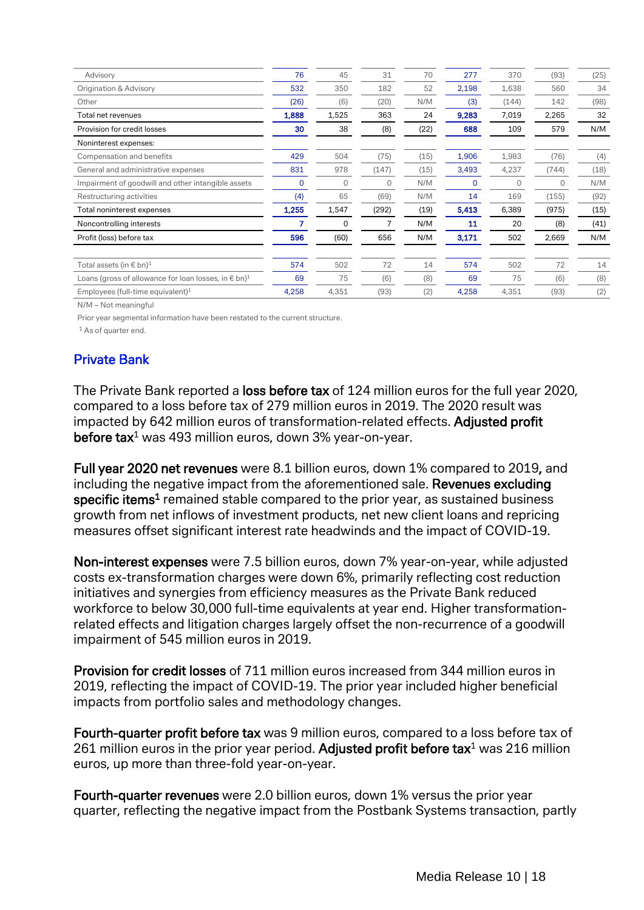| | | | | | | | | |
|---|---|---|---|---|---|---|---|---|
| Advisory | 76 | 45 | 31 | 70 | 277 | 370 | (93) | (25) |
| Origination & Advisory | 532 | 350 | 182 | 52 | 2,198 | 1,638 | 560 | 34 |
| Other | (26) | (6) | (20) | N/M | (3) | (144) | 142 | (98) |
| Total net revenues | 1,888 | 1,525 | 363 | 24 | 9,283 | 7,019 | 2,265 | 32 |
| Provision for credit losses | 30 | 38 | (8) | (22) | 688 | 109 | 579 | N/M |
| Noninterest expenses: | | | | | | | | |
| Compensation and benefits | 429 | 504 | (75) | (15) | 1,906 | 1,983 | (76) | (4) |
| General and administrative expenses | 831 | 978 | (147) | (15) | 3,493 | 4,237 | (744) | (18) |
| Impairment of goodwill and other intangible assets | 0 | 0 | 0 | N/M | 0 | 0 | 0 | N/M |
| Restructuring activities | (4) | 65 | (69) | N/M | 14 | 169 | (155) | (92) |
| Total noninterest expenses | 1,255 | 1,547 | (292) | (19) | 5,413 | 6,389 | (975) | (15) |
| Noncontrolling interests | 7 | 0 | 7 | N/M | 11 | 20 | (8) | (41) |
| Profit (loss) before tax | 596 | (60) | 656 | N/M | 3,171 | 502 | 2,669 | N/M |
| | | | | | | | | |
| Total assets (in € bn)[1] | 574 | 502 | 72 | 14 | 574 | 502 | 72 | 14 |
| Loans (gross of allowance for loan losses, in € bn)[1] | 69 | 75 | (6) | (8) | 69 | 75 | (6) | (8) |
| Employees (full-time equivalent)[1] | 4,258 | 4,351 | (93) | (2) | 4,258 | 4,351 | (93) | (2) |

N/M – Not meaningful

Prior year segmental information have been restated to the current structure.

[1] As of quarter end.

## Private Bank

The Private Bank reported a **loss before tax** of 124 million euros for the full year 2020, compared to a loss before tax of 279 million euros in 2019. The 2020 result was impacted by 642 million euros of transformation-related effects. **Adjusted profit before tax**[1] was 493 million euros, down 3% year-on-year.

**Full year 2020 net revenues** were 8.1 billion euros, down 1% compared to 2019, and including the negative impact from the aforementioned sale. **Revenues excluding specific items**[1] remained stable compared to the prior year, as sustained business growth from net inflows of investment products, net new client loans and repricing measures offset significant interest rate headwinds and the impact of COVID-19.

**Non-interest expenses** were 7.5 billion euros, down 7% year-on-year, while adjusted costs ex-transformation charges were down 6%, primarily reflecting cost reduction initiatives and synergies from efficiency measures as the Private Bank reduced workforce to below 30,000 full-time equivalents at year end. Higher transformation-related effects and litigation charges largely offset the non-recurrence of a goodwill impairment of 545 million euros in 2019.

**Provision for credit losses** of 711 million euros increased from 344 million euros in 2019, reflecting the impact of COVID-19. The prior year included higher beneficial impacts from portfolio sales and methodology changes.

**Fourth-quarter profit before tax** was 9 million euros, compared to a loss before tax of 261 million euros in the prior year period. **Adjusted profit before tax**[1] was 216 million euros, up more than three-fold year-on-year.

**Fourth-quarter revenues** were 2.0 billion euros, down 1% versus the prior year quarter, reflecting the negative impact from the Postbank Systems transaction, partly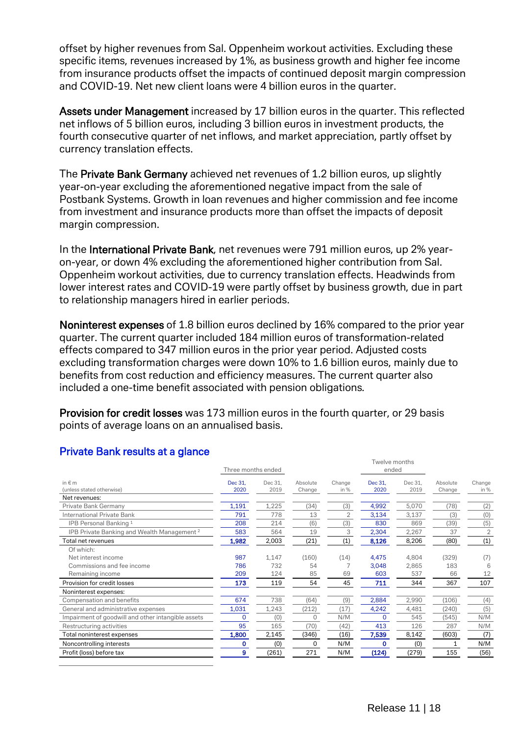offset by higher revenues from Sal. Oppenheim workout activities. Excluding these specific items, revenues increased by 1%, as business growth and higher fee income from insurance products offset the impacts of continued deposit margin compression and COVID-19. Net new client loans were 4 billion euros in the quarter.

**Assets under Management** increased by 17 billion euros in the quarter. This reflected net inflows of 5 billion euros, including 3 billion euros in investment products, the fourth consecutive quarter of net inflows, and market appreciation, partly offset by currency translation effects.

The **Private Bank Germany** achieved net revenues of 1.2 billion euros, up slightly year-on-year excluding the aforementioned negative impact from the sale of Postbank Systems. Growth in loan revenues and higher commission and fee income from investment and insurance products more than offset the impacts of deposit margin compression.

In the **International Private Bank**, net revenues were 791 million euros, up 2% year-on-year, or down 4% excluding the aforementioned higher contribution from Sal. Oppenheim workout activities, due to currency translation effects. Headwinds from lower interest rates and COVID-19 were partly offset by business growth, due in part to relationship managers hired in earlier periods.

**Noninterest expenses** of 1.8 billion euros declined by 16% compared to the prior year quarter. The current quarter included 184 million euros of transformation-related effects compared to 347 million euros in the prior year period. Adjusted costs excluding transformation charges were down 10% to 1.6 billion euros, mainly due to benefits from cost reduction and efficiency measures. The current quarter also included a one-time benefit associated with pension obligations.

**Provision for credit losses** was 173 million euros in the fourth quarter, or 29 basis points of average loans on an annualised basis.

## Private Bank results at a glance

| | Three months ended | | | | Twelve months ended | | | |
|---|---|---|---|---|---|---|---|---|
| in € m (unless stated otherwise) | Dec 31, 2020 | Dec 31, 2019 | Absolute Change | Change in % | Dec 31, 2020 | Dec 31, 2019 | Absolute Change | Change in % |
| Net revenues: | | | | | | | | |
| Private Bank Germany | 1,191 | 1,225 | (34) | (3) | 4,992 | 5,070 | (78) | (2) |
| International Private Bank | 791 | 778 | 13 | 2 | 3,134 | 3,137 | (3) | (0) |
| IPB Personal Banking [1] | 208 | 214 | (6) | (3) | 830 | 869 | (39) | (5) |
| IPB Private Banking and Wealth Management [2] | 583 | 564 | 19 | 3 | 2,304 | 2,267 | 37 | 2 |
| **Total net revenues** | **1,982** | 2,003 | (21) | (1) | **8,126** | 8,206 | (80) | (1) |
| Of which: | | | | | | | | |
| Net interest income | 987 | 1,147 | (160) | (14) | 4,475 | 4,804 | (329) | (7) |
| Commissions and fee income | 786 | 732 | 54 | 7 | 3,048 | 2,865 | 183 | 6 |
| Remaining income | 209 | 124 | 85 | 69 | 603 | 537 | 66 | 12 |
| Provision for credit losses | **173** | 119 | 54 | 45 | **711** | 344 | 367 | 107 |
| Noninterest expenses: | | | | | | | | |
| Compensation and benefits | 674 | 738 | (64) | (9) | 2,884 | 2,990 | (106) | (4) |
| General and administrative expenses | 1,031 | 1,243 | (212) | (17) | 4,242 | 4,481 | (240) | (5) |
| Impairment of goodwill and other intangible assets | 0 | (0) | 0 | N/M | 0 | 545 | (545) | N/M |
| Restructuring activities | 95 | 165 | (70) | (42) | 413 | 126 | 287 | N/M |
| Total noninterest expenses | **1,800** | 2,145 | (346) | (16) | **7,539** | 8,142 | (603) | (7) |
| Noncontrolling interests | **0** | (0) | 0 | N/M | **0** | (0) | 1 | N/M |
| Profit (loss) before tax | **9** | (261) | 271 | N/M | **(124)** | (279) | 155 | (56) |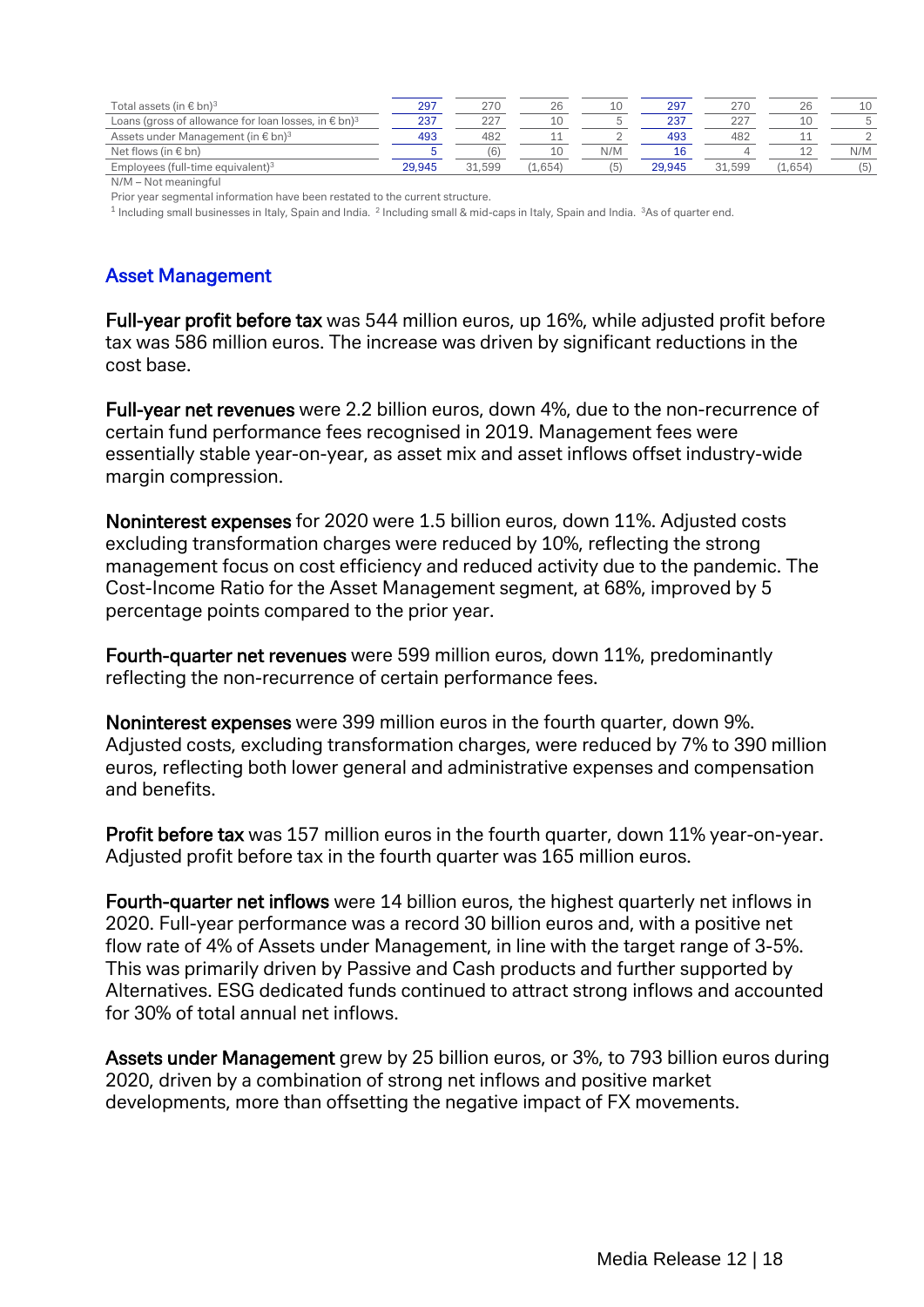| | | | | | | | | |
|---|---|---|---|---|---|---|---|---|
| Total assets (in € bn)[3] | 297 | 270 | 26 | 10 | 297 | 270 | 26 | 10 |
| Loans (gross of allowance for loan losses, in € bn)[3] | 237 | 227 | 10 | 5 | 237 | 227 | 10 | 5 |
| Assets under Management (in € bn)[3] | 493 | 482 | 11 | 2 | 493 | 482 | 11 | 2 |
| Net flows (in € bn) | 5 | (6) | 10 | N/M | 16 | 4 | 12 | N/M |
| Employees (full-time equivalent)[3] | 29,945 | 31,599 | (1,654) | (5) | 29,945 | 31,599 | (1,654) | (5) |

N/M – Not meaningful

Prior year segmental information have been restated to the current structure.

[1] Including small businesses in Italy, Spain and India. [2] Including small & mid-caps in Italy, Spain and India. [3] As of quarter end.

## Asset Management

**Full-year profit before tax** was 544 million euros, up 16%, while adjusted profit before tax was 586 million euros. The increase was driven by significant reductions in the cost base.

**Full-year net revenues** were 2.2 billion euros, down 4%, due to the non-recurrence of certain fund performance fees recognised in 2019. Management fees were essentially stable year-on-year, as asset mix and asset inflows offset industry-wide margin compression.

**Noninterest expenses** for 2020 were 1.5 billion euros, down 11%. Adjusted costs excluding transformation charges were reduced by 10%, reflecting the strong management focus on cost efficiency and reduced activity due to the pandemic. The Cost-Income Ratio for the Asset Management segment, at 68%, improved by 5 percentage points compared to the prior year.

**Fourth-quarter net revenues** were 599 million euros, down 11%, predominantly reflecting the non-recurrence of certain performance fees.

**Noninterest expenses** were 399 million euros in the fourth quarter, down 9%. Adjusted costs, excluding transformation charges, were reduced by 7% to 390 million euros, reflecting both lower general and administrative expenses and compensation and benefits.

**Profit before tax** was 157 million euros in the fourth quarter, down 11% year-on-year. Adjusted profit before tax in the fourth quarter was 165 million euros.

**Fourth-quarter net inflows** were 14 billion euros, the highest quarterly net inflows in 2020. Full-year performance was a record 30 billion euros and, with a positive net flow rate of 4% of Assets under Management, in line with the target range of 3-5%. This was primarily driven by Passive and Cash products and further supported by Alternatives. ESG dedicated funds continued to attract strong inflows and accounted for 30% of total annual net inflows.

**Assets under Management** grew by 25 billion euros, or 3%, to 793 billion euros during 2020, driven by a combination of strong net inflows and positive market developments, more than offsetting the negative impact of FX movements.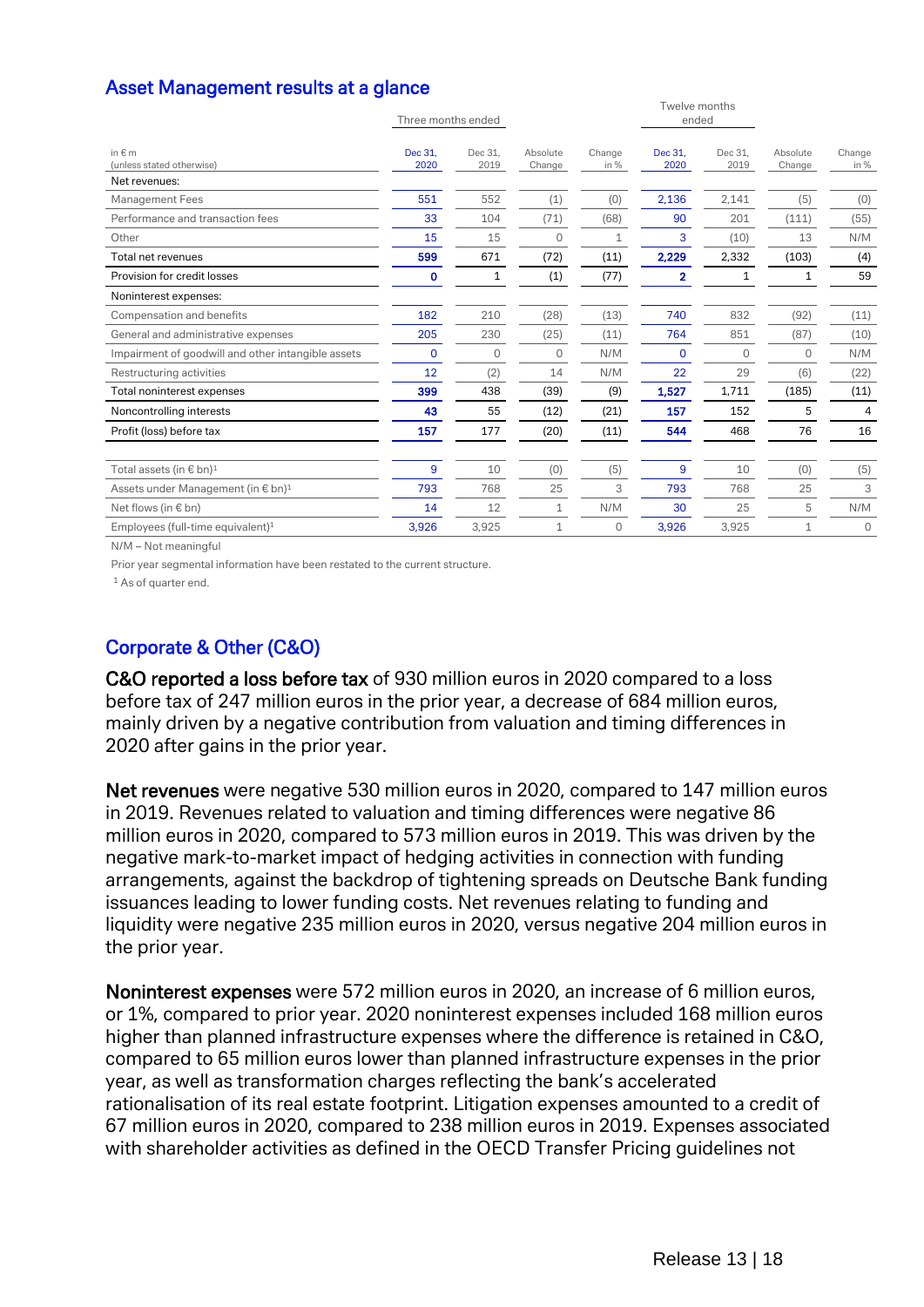## Asset Management results at a glance

| in € m (unless stated otherwise) | Three months ended | | | | Twelve months ended | | | |
|---|---|---|---|---|---|---|---|---|
| | Dec 31, 2020 | Dec 31, 2019 | Absolute Change | Change in % | Dec 31, 2020 | Dec 31, 2019 | Absolute Change | Change in % |
| Net revenues: | | | | | | | | |
| Management Fees | 551 | 552 | (1) | (0) | 2,136 | 2,141 | (5) | (0) |
| Performance and transaction fees | 33 | 104 | (71) | (68) | 90 | 201 | (111) | (55) |
| Other | 15 | 15 | 0 | 1 | 3 | (10) | 13 | N/M |
| Total net revenues | 599 | 671 | (72) | (11) | 2,229 | 2,332 | (103) | (4) |
| Provision for credit losses | 0 | 1 | (1) | (77) | 2 | 1 | 1 | 59 |
| Noninterest expenses: | | | | | | | | |
| Compensation and benefits | 182 | 210 | (28) | (13) | 740 | 832 | (92) | (11) |
| General and administrative expenses | 205 | 230 | (25) | (11) | 764 | 851 | (87) | (10) |
| Impairment of goodwill and other intangible assets | 0 | 0 | 0 | N/M | 0 | 0 | 0 | N/M |
| Restructuring activities | 12 | (2) | 14 | N/M | 22 | 29 | (6) | (22) |
| Total noninterest expenses | 399 | 438 | (39) | (9) | 1,527 | 1,711 | (185) | (11) |
| Noncontrolling interests | 43 | 55 | (12) | (21) | 157 | 152 | 5 | 4 |
| Profit (loss) before tax | 157 | 177 | (20) | (11) | 544 | 468 | 76 | 16 |
| | | | | | | | | |
| Total assets (in € bn)[1] | 9 | 10 | (0) | (5) | 9 | 10 | (0) | (5) |
| Assets under Management (in € bn)[1] | 793 | 768 | 25 | 3 | 793 | 768 | 25 | 3 |
| Net flows (in € bn) | 14 | 12 | 1 | N/M | 30 | 25 | 5 | N/M |
| Employees (full-time equivalent)[1] | 3,926 | 3,925 | 1 | 0 | 3,926 | 3,925 | 1 | 0 |

N/M – Not meaningful

Prior year segmental information have been restated to the current structure.

[1] As of quarter end.

## Corporate & Other (C&O)

**C&O reported a loss before tax** of 930 million euros in 2020 compared to a loss before tax of 247 million euros in the prior year, a decrease of 684 million euros, mainly driven by a negative contribution from valuation and timing differences in 2020 after gains in the prior year.

**Net revenues** were negative 530 million euros in 2020, compared to 147 million euros in 2019. Revenues related to valuation and timing differences were negative 86 million euros in 2020, compared to 573 million euros in 2019. This was driven by the negative mark-to-market impact of hedging activities in connection with funding arrangements, against the backdrop of tightening spreads on Deutsche Bank funding issuances leading to lower funding costs. Net revenues relating to funding and liquidity were negative 235 million euros in 2020, versus negative 204 million euros in the prior year.

**Noninterest expenses** were 572 million euros in 2020, an increase of 6 million euros, or 1%, compared to prior year. 2020 noninterest expenses included 168 million euros higher than planned infrastructure expenses where the difference is retained in C&O, compared to 65 million euros lower than planned infrastructure expenses in the prior year, as well as transformation charges reflecting the bank's accelerated rationalisation of its real estate footprint. Litigation expenses amounted to a credit of 67 million euros in 2020, compared to 238 million euros in 2019. Expenses associated with shareholder activities as defined in the OECD Transfer Pricing guidelines not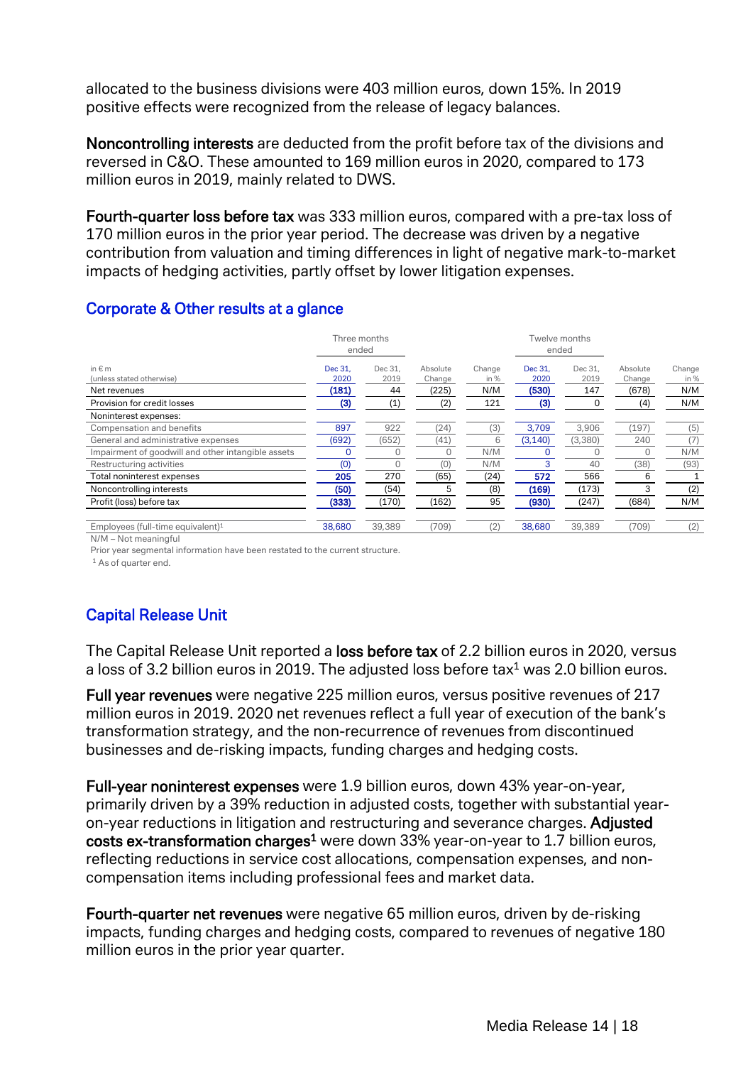allocated to the business divisions were 403 million euros, down 15%. In 2019 positive effects were recognized from the release of legacy balances.

**Noncontrolling interests** are deducted from the profit before tax of the divisions and reversed in C&O. These amounted to 169 million euros in 2020, compared to 173 million euros in 2019, mainly related to DWS.

**Fourth-quarter loss before tax** was 333 million euros, compared with a pre-tax loss of 170 million euros in the prior year period. The decrease was driven by a negative contribution from valuation and timing differences in light of negative mark-to-market impacts of hedging activities, partly offset by lower litigation expenses.

## Corporate & Other results at a glance

| | Three months ended | | | | Twelve months ended | | | |
|---|---|---|---|---|---|---|---|---|
| in € m (unless stated otherwise) | Dec 31, 2020 | Dec 31, 2019 | Absolute Change | Change in % | Dec 31, 2020 | Dec 31, 2019 | Absolute Change | Change in % |
| Net revenues | (181) | 44 | (225) | N/M | (530) | 147 | (678) | N/M |
| Provision for credit losses | (3) | (1) | (2) | 121 | (3) | 0 | (4) | N/M |
| Noninterest expenses: | | | | | | | | |
| Compensation and benefits | 897 | 922 | (24) | (3) | 3,709 | 3,906 | (197) | (5) |
| General and administrative expenses | (692) | (652) | (41) | 6 | (3,140) | (3,380) | 240 | (7) |
| Impairment of goodwill and other intangible assets | 0 | 0 | 0 | N/M | 0 | 0 | 0 | N/M |
| Restructuring activities | (0) | 0 | (0) | N/M | 3 | 40 | (38) | (93) |
| Total noninterest expenses | 205 | 270 | (65) | (24) | 572 | 566 | 6 | 1 |
| Noncontrolling interests | (50) | (54) | 5 | (8) | (169) | (173) | 3 | (2) |
| Profit (loss) before tax | (333) | (170) | (162) | 95 | (930) | (247) | (684) | N/M |
| Employees (full-time equivalent)[1] | 38,680 | 39,389 | (709) | (2) | 38,680 | 39,389 | (709) | (2) |

N/M – Not meaningful

Prior year segmental information have been restated to the current structure.

[1] As of quarter end.

## Capital Release Unit

The Capital Release Unit reported a **loss before tax** of 2.2 billion euros in 2020, versus a loss of 3.2 billion euros in 2019. The adjusted loss before tax[1] was 2.0 billion euros.

**Full year revenues** were negative 225 million euros, versus positive revenues of 217 million euros in 2019. 2020 net revenues reflect a full year of execution of the bank's transformation strategy, and the non-recurrence of revenues from discontinued businesses and de-risking impacts, funding charges and hedging costs.

**Full-year noninterest expenses** were 1.9 billion euros, down 43% year-on-year, primarily driven by a 39% reduction in adjusted costs, together with substantial year-on-year reductions in litigation and restructuring and severance charges. **Adjusted costs ex-transformation charges[1]** were down 33% year-on-year to 1.7 billion euros, reflecting reductions in service cost allocations, compensation expenses, and non-compensation items including professional fees and market data.

**Fourth-quarter net revenues** were negative 65 million euros, driven by de-risking impacts, funding charges and hedging costs, compared to revenues of negative 180 million euros in the prior year quarter.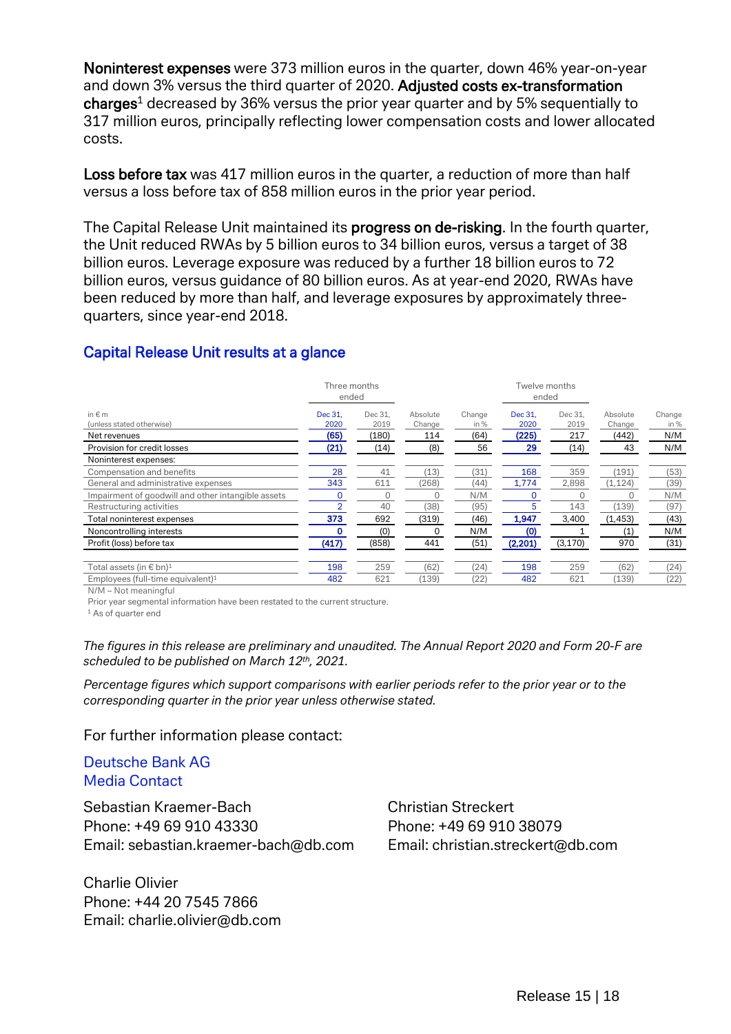**Noninterest expenses** were 373 million euros in the quarter, down 46% year-on-year and down 3% versus the third quarter of 2020. **Adjusted costs ex-transformation charges**[1] decreased by 36% versus the prior year quarter and by 5% sequentially to 317 million euros, principally reflecting lower compensation costs and lower allocated costs.

**Loss before tax** was 417 million euros in the quarter, a reduction of more than half versus a loss before tax of 858 million euros in the prior year period.

The Capital Release Unit maintained its **progress on de-risking**. In the fourth quarter, the Unit reduced RWAs by 5 billion euros to 34 billion euros, versus a target of 38 billion euros. Leverage exposure was reduced by a further 18 billion euros to 72 billion euros, versus guidance of 80 billion euros. As at year-end 2020, RWAs have been reduced by more than half, and leverage exposures by approximately three-quarters, since year-end 2018.

## Capital Release Unit results at a glance

| | Three months ended | | | | Twelve months ended | | | |
|---|---|---|---|---|---|---|---|---|
| in € m (unless stated otherwise) | Dec 31, 2020 | Dec 31, 2019 | Absolute Change | Change in % | Dec 31, 2020 | Dec 31, 2019 | Absolute Change | Change in % |
| Net revenues | (65) | (180) | 114 | (64) | (225) | 217 | (442) | N/M |
| Provision for credit losses | (21) | (14) | (8) | 56 | 29 | (14) | 43 | N/M |
| Noninterest expenses: | | | | | | | | |
| Compensation and benefits | 28 | 41 | (13) | (31) | 168 | 359 | (191) | (53) |
| General and administrative expenses | 343 | 611 | (268) | (44) | 1,774 | 2,898 | (1,124) | (39) |
| Impairment of goodwill and other intangible assets | 0 | 0 | 0 | N/M | 0 | 0 | 0 | N/M |
| Restructuring activities | 2 | 40 | (38) | (95) | 5 | 143 | (139) | (97) |
| Total noninterest expenses | 373 | 692 | (319) | (46) | 1,947 | 3,400 | (1,453) | (43) |
| Noncontrolling interests | 0 | (0) | 0 | N/M | (0) | 1 | (1) | N/M |
| Profit (loss) before tax | (417) | (858) | 441 | (51) | (2,201) | (3,170) | 970 | (31) |
| Total assets (in € bn)[1] | 198 | 259 | (62) | (24) | 198 | 259 | (62) | (24) |
| Employees (full-time equivalent)[1] | 482 | 621 | (139) | (22) | 482 | 621 | (139) | (22) |

N/M – Not meaningful

Prior year segmental information have been restated to the current structure.

[1] As of quarter end

*The figures in this release are preliminary and unaudited. The Annual Report 2020 and Form 20-F are scheduled to be published on March 12th, 2021.*

*Percentage figures which support comparisons with earlier periods refer to the prior year or to the corresponding quarter in the prior year unless otherwise stated.*

For further information please contact:

Deutsche Bank AG
Media Contact

Sebastian Kraemer-Bach
Phone: +49 69 910 43330
Email: sebastian.kraemer-bach@db.com

Christian Streckert
Phone: +49 69 910 38079
Email: christian.streckert@db.com

Charlie Olivier
Phone: +44 20 7545 7866
Email: charlie.olivier@db.com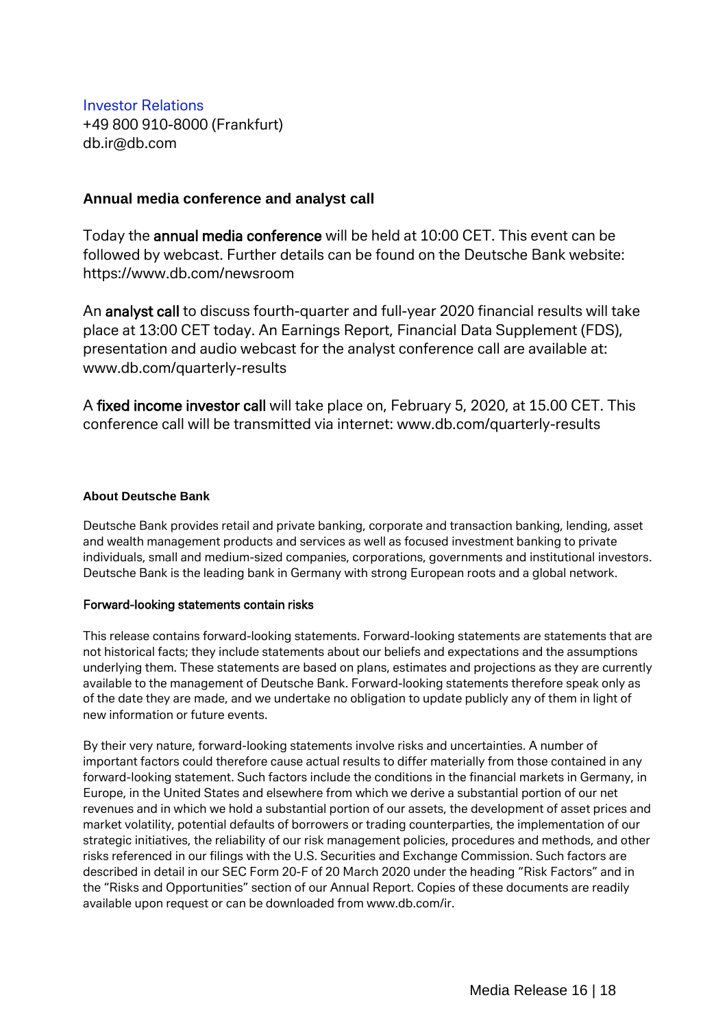Investor Relations
+49 800 910-8000 (Frankfurt)
db.ir@db.com

## Annual media conference and analyst call

Today the **annual media conference** will be held at 10:00 CET. This event can be followed by webcast. Further details can be found on the Deutsche Bank website: https://www.db.com/newsroom

An **analyst call** to discuss fourth-quarter and full-year 2020 financial results will take place at 13:00 CET today. An Earnings Report, Financial Data Supplement (FDS), presentation and audio webcast for the analyst conference call are available at: www.db.com/quarterly-results

A **fixed income investor call** will take place on, February 5, 2020, at 15.00 CET. This conference call will be transmitted via internet: www.db.com/quarterly-results

### About Deutsche Bank

Deutsche Bank provides retail and private banking, corporate and transaction banking, lending, asset and wealth management products and services as well as focused investment banking to private individuals, small and medium-sized companies, corporations, governments and institutional investors. Deutsche Bank is the leading bank in Germany with strong European roots and a global network.

### Forward-looking statements contain risks

This release contains forward-looking statements. Forward-looking statements are statements that are not historical facts; they include statements about our beliefs and expectations and the assumptions underlying them. These statements are based on plans, estimates and projections as they are currently available to the management of Deutsche Bank. Forward-looking statements therefore speak only as of the date they are made, and we undertake no obligation to update publicly any of them in light of new information or future events.

By their very nature, forward-looking statements involve risks and uncertainties. A number of important factors could therefore cause actual results to differ materially from those contained in any forward-looking statement. Such factors include the conditions in the financial markets in Germany, in Europe, in the United States and elsewhere from which we derive a substantial portion of our net revenues and in which we hold a substantial portion of our assets, the development of asset prices and market volatility, potential defaults of borrowers or trading counterparties, the implementation of our strategic initiatives, the reliability of our risk management policies, procedures and methods, and other risks referenced in our filings with the U.S. Securities and Exchange Commission. Such factors are described in detail in our SEC Form 20-F of 20 March 2020 under the heading "Risk Factors" and in the "Risks and Opportunities" section of our Annual Report. Copies of these documents are readily available upon request or can be downloaded from www.db.com/ir.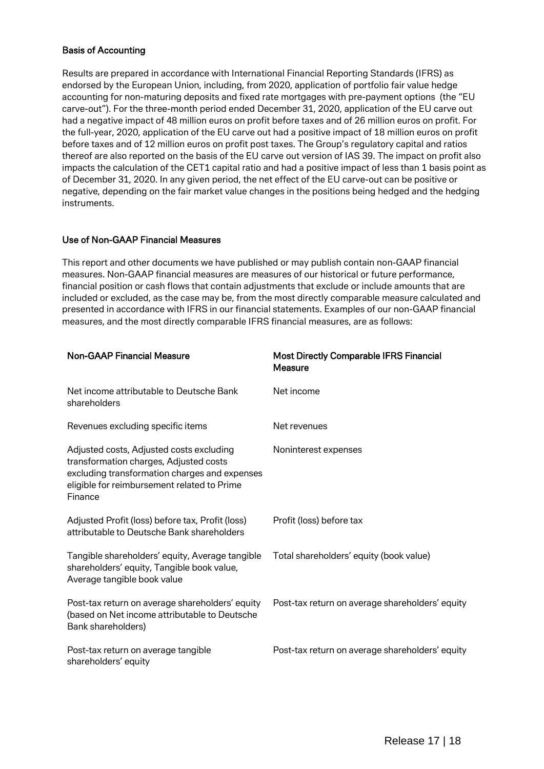### Basis of Accounting

Results are prepared in accordance with International Financial Reporting Standards (IFRS) as endorsed by the European Union, including, from 2020, application of portfolio fair value hedge accounting for non-maturing deposits and fixed rate mortgages with pre-payment options (the "EU carve-out"). For the three-month period ended December 31, 2020, application of the EU carve out had a negative impact of 48 million euros on profit before taxes and of 26 million euros on profit. For the full-year, 2020, application of the EU carve out had a positive impact of 18 million euros on profit before taxes and of 12 million euros on profit post taxes. The Group's regulatory capital and ratios thereof are also reported on the basis of the EU carve out version of IAS 39. The impact on profit also impacts the calculation of the CET1 capital ratio and had a positive impact of less than 1 basis point as of December 31, 2020. In any given period, the net effect of the EU carve-out can be positive or negative, depending on the fair market value changes in the positions being hedged and the hedging instruments.

### Use of Non-GAAP Financial Measures

This report and other documents we have published or may publish contain non-GAAP financial measures. Non-GAAP financial measures are measures of our historical or future performance, financial position or cash flows that contain adjustments that exclude or include amounts that are included or excluded, as the case may be, from the most directly comparable measure calculated and presented in accordance with IFRS in our financial statements. Examples of our non-GAAP financial measures, and the most directly comparable IFRS financial measures, are as follows:

| Non-GAAP Financial Measure | Most Directly Comparable IFRS Financial Measure |
|---|---|
| Net income attributable to Deutsche Bank shareholders | Net income |
| Revenues excluding specific items | Net revenues |
| Adjusted costs, Adjusted costs excluding transformation charges, Adjusted costs excluding transformation charges and expenses eligible for reimbursement related to Prime Finance | Noninterest expenses |
| Adjusted Profit (loss) before tax, Profit (loss) attributable to Deutsche Bank shareholders | Profit (loss) before tax |
| Tangible shareholders' equity, Average tangible shareholders' equity, Tangible book value, Average tangible book value | Total shareholders' equity (book value) |
| Post-tax return on average shareholders' equity (based on Net income attributable to Deutsche Bank shareholders) | Post-tax return on average shareholders' equity |
| Post-tax return on average tangible shareholders' equity | Post-tax return on average shareholders' equity |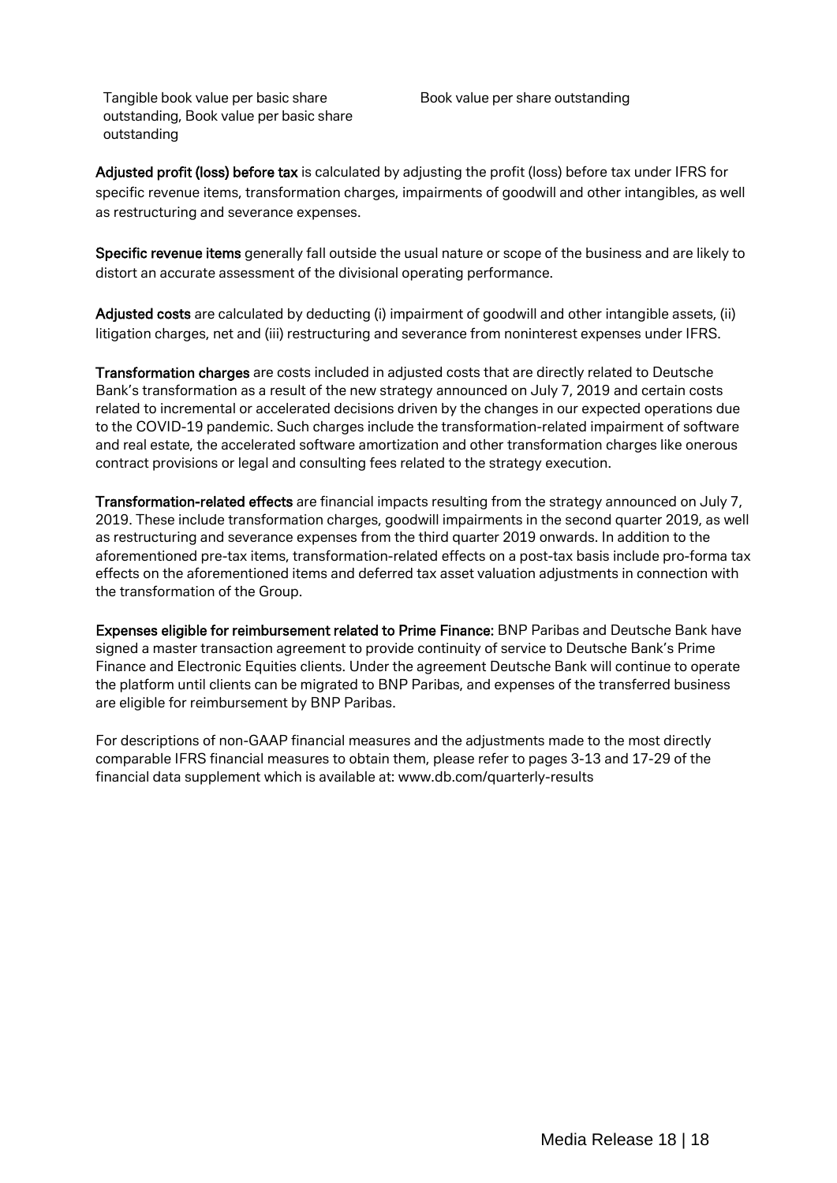| | |
|---|---|
| Tangible book value per basic share outstanding, Book value per basic share outstanding | Book value per share outstanding |

**Adjusted profit (loss) before tax** is calculated by adjusting the profit (loss) before tax under IFRS for specific revenue items, transformation charges, impairments of goodwill and other intangibles, as well as restructuring and severance expenses.

**Specific revenue items** generally fall outside the usual nature or scope of the business and are likely to distort an accurate assessment of the divisional operating performance.

**Adjusted costs** are calculated by deducting (i) impairment of goodwill and other intangible assets, (ii) litigation charges, net and (iii) restructuring and severance from noninterest expenses under IFRS.

**Transformation charges** are costs included in adjusted costs that are directly related to Deutsche Bank's transformation as a result of the new strategy announced on July 7, 2019 and certain costs related to incremental or accelerated decisions driven by the changes in our expected operations due to the COVID-19 pandemic. Such charges include the transformation-related impairment of software and real estate, the accelerated software amortization and other transformation charges like onerous contract provisions or legal and consulting fees related to the strategy execution.

**Transformation-related effects** are financial impacts resulting from the strategy announced on July 7, 2019. These include transformation charges, goodwill impairments in the second quarter 2019, as well as restructuring and severance expenses from the third quarter 2019 onwards. In addition to the aforementioned pre-tax items, transformation-related effects on a post-tax basis include pro-forma tax effects on the aforementioned items and deferred tax asset valuation adjustments in connection with the transformation of the Group.

**Expenses eligible for reimbursement related to Prime Finance:** BNP Paribas and Deutsche Bank have signed a master transaction agreement to provide continuity of service to Deutsche Bank's Prime Finance and Electronic Equities clients. Under the agreement Deutsche Bank will continue to operate the platform until clients can be migrated to BNP Paribas, and expenses of the transferred business are eligible for reimbursement by BNP Paribas.

For descriptions of non-GAAP financial measures and the adjustments made to the most directly comparable IFRS financial measures to obtain them, please refer to pages 3-13 and 17-29 of the financial data supplement which is available at: www.db.com/quarterly-results